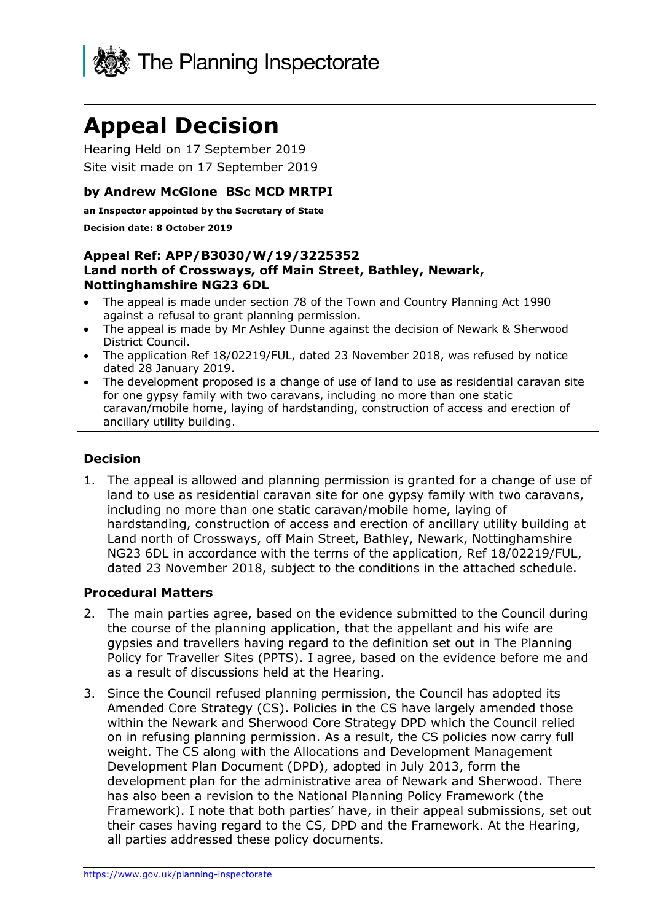The Planning Inspectorate

# Appeal Decision

Hearing Held on 17 September 2019

Site visit made on 17 September 2019

**by Andrew McGlone BSc MCD MRTPI**

**an Inspector appointed by the Secretary of State**

**Decision date: 8 October 2019**

**Appeal Ref: APP/B3030/W/19/3225352**
**Land north of Crossways, off Main Street, Bathley, Newark, Nottinghamshire NG23 6DL**

- The appeal is made under section 78 of the Town and Country Planning Act 1990 against a refusal to grant planning permission.
- The appeal is made by Mr Ashley Dunne against the decision of Newark & Sherwood District Council.
- The application Ref 18/02219/FUL, dated 23 November 2018, was refused by notice dated 28 January 2019.
- The development proposed is a change of use of land to use as residential caravan site for one gypsy family with two caravans, including no more than one static caravan/mobile home, laying of hardstanding, construction of access and erection of ancillary utility building.

### Decision

1. The appeal is allowed and planning permission is granted for a change of use of land to use as residential caravan site for one gypsy family with two caravans, including no more than one static caravan/mobile home, laying of hardstanding, construction of access and erection of ancillary utility building at Land north of Crossways, off Main Street, Bathley, Newark, Nottinghamshire NG23 6DL in accordance with the terms of the application, Ref 18/02219/FUL, dated 23 November 2018, subject to the conditions in the attached schedule.

### Procedural Matters

2. The main parties agree, based on the evidence submitted to the Council during the course of the planning application, that the appellant and his wife are gypsies and travellers having regard to the definition set out in The Planning Policy for Traveller Sites (PPTS). I agree, based on the evidence before me and as a result of discussions held at the Hearing.

3. Since the Council refused planning permission, the Council has adopted its Amended Core Strategy (CS). Policies in the CS have largely amended those within the Newark and Sherwood Core Strategy DPD which the Council relied on in refusing planning permission. As a result, the CS policies now carry full weight. The CS along with the Allocations and Development Management Development Plan Document (DPD), adopted in July 2013, form the development plan for the administrative area of Newark and Sherwood. There has also been a revision to the National Planning Policy Framework (the Framework). I note that both parties' have, in their appeal submissions, set out their cases having regard to the CS, DPD and the Framework. At the Hearing, all parties addressed these policy documents.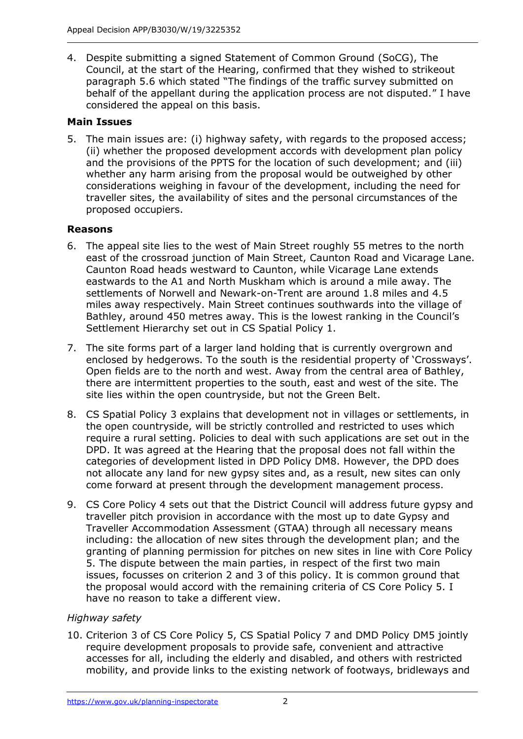4. Despite submitting a signed Statement of Common Ground (SoCG), The Council, at the start of the Hearing, confirmed that they wished to strikeout paragraph 5.6 which stated "The findings of the traffic survey submitted on behalf of the appellant during the application process are not disputed." I have considered the appeal on this basis.

**Main Issues**

5. The main issues are: (i) highway safety, with regards to the proposed access; (ii) whether the proposed development accords with development plan policy and the provisions of the PPTS for the location of such development; and (iii) whether any harm arising from the proposal would be outweighed by other considerations weighing in favour of the development, including the need for traveller sites, the availability of sites and the personal circumstances of the proposed occupiers.

**Reasons**

6. The appeal site lies to the west of Main Street roughly 55 metres to the north east of the crossroad junction of Main Street, Caunton Road and Vicarage Lane. Caunton Road heads westward to Caunton, while Vicarage Lane extends eastwards to the A1 and North Muskham which is around a mile away. The settlements of Norwell and Newark-on-Trent are around 1.8 miles and 4.5 miles away respectively. Main Street continues southwards into the village of Bathley, around 450 metres away. This is the lowest ranking in the Council's Settlement Hierarchy set out in CS Spatial Policy 1.

7. The site forms part of a larger land holding that is currently overgrown and enclosed by hedgerows. To the south is the residential property of 'Crossways'. Open fields are to the north and west. Away from the central area of Bathley, there are intermittent properties to the south, east and west of the site. The site lies within the open countryside, but not the Green Belt.

8. CS Spatial Policy 3 explains that development not in villages or settlements, in the open countryside, will be strictly controlled and restricted to uses which require a rural setting. Policies to deal with such applications are set out in the DPD. It was agreed at the Hearing that the proposal does not fall within the categories of development listed in DPD Policy DM8. However, the DPD does not allocate any land for new gypsy sites and, as a result, new sites can only come forward at present through the development management process.

9. CS Core Policy 4 sets out that the District Council will address future gypsy and traveller pitch provision in accordance with the most up to date Gypsy and Traveller Accommodation Assessment (GTAA) through all necessary means including: the allocation of new sites through the development plan; and the granting of planning permission for pitches on new sites in line with Core Policy 5. The dispute between the main parties, in respect of the first two main issues, focusses on criterion 2 and 3 of this policy. It is common ground that the proposal would accord with the remaining criteria of CS Core Policy 5. I have no reason to take a different view.

*Highway safety*

10. Criterion 3 of CS Core Policy 5, CS Spatial Policy 7 and DMD Policy DM5 jointly require development proposals to provide safe, convenient and attractive accesses for all, including the elderly and disabled, and others with restricted mobility, and provide links to the existing network of footways, bridleways and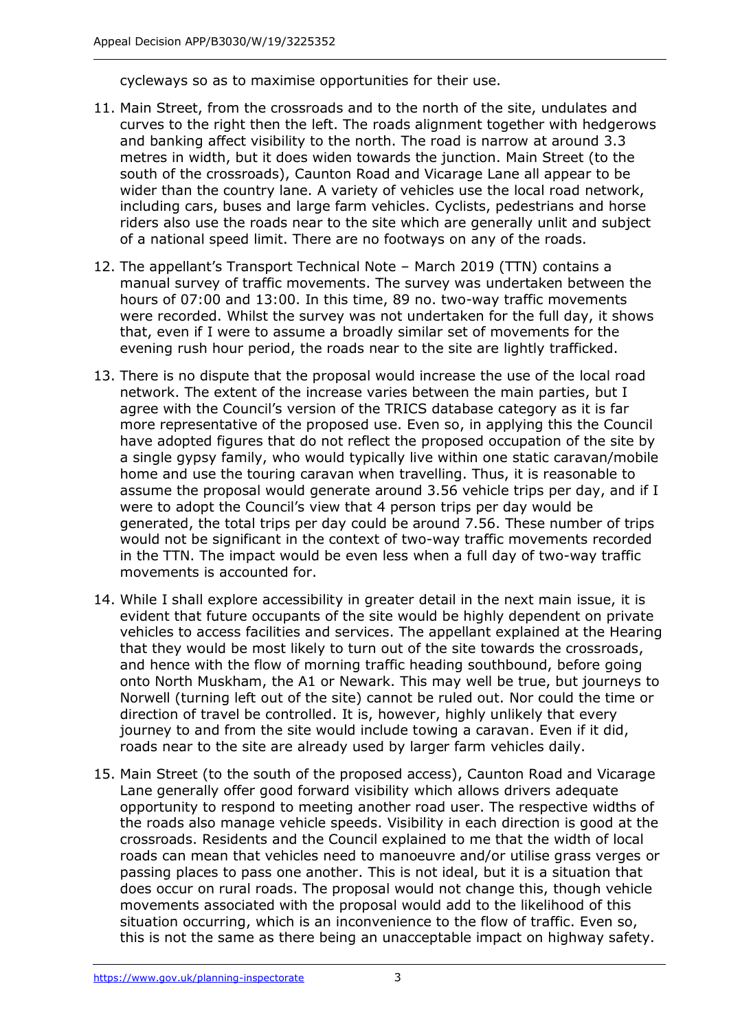cycleways so as to maximise opportunities for their use.

11. Main Street, from the crossroads and to the north of the site, undulates and curves to the right then the left. The roads alignment together with hedgerows and banking affect visibility to the north. The road is narrow at around 3.3 metres in width, but it does widen towards the junction. Main Street (to the south of the crossroads), Caunton Road and Vicarage Lane all appear to be wider than the country lane. A variety of vehicles use the local road network, including cars, buses and large farm vehicles. Cyclists, pedestrians and horse riders also use the roads near to the site which are generally unlit and subject of a national speed limit. There are no footways on any of the roads.

12. The appellant's Transport Technical Note – March 2019 (TTN) contains a manual survey of traffic movements. The survey was undertaken between the hours of 07:00 and 13:00. In this time, 89 no. two-way traffic movements were recorded. Whilst the survey was not undertaken for the full day, it shows that, even if I were to assume a broadly similar set of movements for the evening rush hour period, the roads near to the site are lightly trafficked.

13. There is no dispute that the proposal would increase the use of the local road network. The extent of the increase varies between the main parties, but I agree with the Council's version of the TRICS database category as it is far more representative of the proposed use. Even so, in applying this the Council have adopted figures that do not reflect the proposed occupation of the site by a single gypsy family, who would typically live within one static caravan/mobile home and use the touring caravan when travelling. Thus, it is reasonable to assume the proposal would generate around 3.56 vehicle trips per day, and if I were to adopt the Council's view that 4 person trips per day would be generated, the total trips per day could be around 7.56. These number of trips would not be significant in the context of two-way traffic movements recorded in the TTN. The impact would be even less when a full day of two-way traffic movements is accounted for.

14. While I shall explore accessibility in greater detail in the next main issue, it is evident that future occupants of the site would be highly dependent on private vehicles to access facilities and services. The appellant explained at the Hearing that they would be most likely to turn out of the site towards the crossroads, and hence with the flow of morning traffic heading southbound, before going onto North Muskham, the A1 or Newark. This may well be true, but journeys to Norwell (turning left out of the site) cannot be ruled out. Nor could the time or direction of travel be controlled. It is, however, highly unlikely that every journey to and from the site would include towing a caravan. Even if it did, roads near to the site are already used by larger farm vehicles daily.

15. Main Street (to the south of the proposed access), Caunton Road and Vicarage Lane generally offer good forward visibility which allows drivers adequate opportunity to respond to meeting another road user. The respective widths of the roads also manage vehicle speeds. Visibility in each direction is good at the crossroads. Residents and the Council explained to me that the width of local roads can mean that vehicles need to manoeuvre and/or utilise grass verges or passing places to pass one another. This is not ideal, but it is a situation that does occur on rural roads. The proposal would not change this, though vehicle movements associated with the proposal would add to the likelihood of this situation occurring, which is an inconvenience to the flow of traffic. Even so, this is not the same as there being an unacceptable impact on highway safety.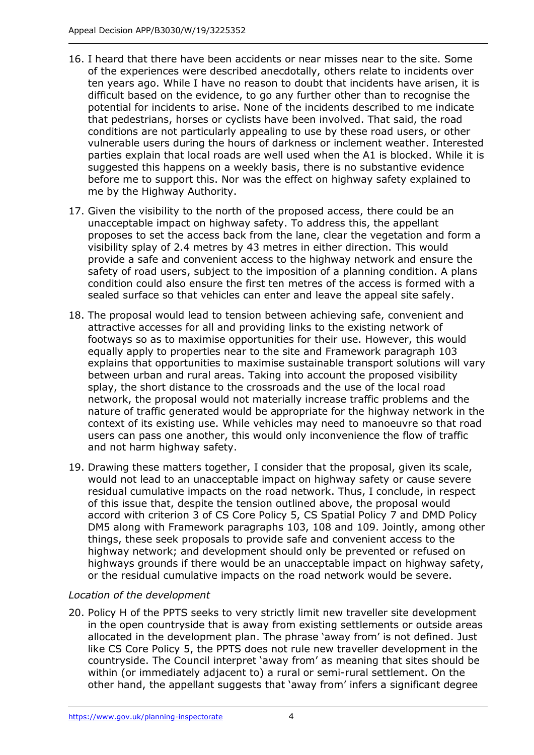16. I heard that there have been accidents or near misses near to the site. Some of the experiences were described anecdotally, others relate to incidents over ten years ago. While I have no reason to doubt that incidents have arisen, it is difficult based on the evidence, to go any further other than to recognise the potential for incidents to arise. None of the incidents described to me indicate that pedestrians, horses or cyclists have been involved. That said, the road conditions are not particularly appealing to use by these road users, or other vulnerable users during the hours of darkness or inclement weather. Interested parties explain that local roads are well used when the A1 is blocked. While it is suggested this happens on a weekly basis, there is no substantive evidence before me to support this. Nor was the effect on highway safety explained to me by the Highway Authority.

17. Given the visibility to the north of the proposed access, there could be an unacceptable impact on highway safety. To address this, the appellant proposes to set the access back from the lane, clear the vegetation and form a visibility splay of 2.4 metres by 43 metres in either direction. This would provide a safe and convenient access to the highway network and ensure the safety of road users, subject to the imposition of a planning condition. A plans condition could also ensure the first ten metres of the access is formed with a sealed surface so that vehicles can enter and leave the appeal site safely.

18. The proposal would lead to tension between achieving safe, convenient and attractive accesses for all and providing links to the existing network of footways so as to maximise opportunities for their use. However, this would equally apply to properties near to the site and Framework paragraph 103 explains that opportunities to maximise sustainable transport solutions will vary between urban and rural areas. Taking into account the proposed visibility splay, the short distance to the crossroads and the use of the local road network, the proposal would not materially increase traffic problems and the nature of traffic generated would be appropriate for the highway network in the context of its existing use. While vehicles may need to manoeuvre so that road users can pass one another, this would only inconvenience the flow of traffic and not harm highway safety.

19. Drawing these matters together, I consider that the proposal, given its scale, would not lead to an unacceptable impact on highway safety or cause severe residual cumulative impacts on the road network. Thus, I conclude, in respect of this issue that, despite the tension outlined above, the proposal would accord with criterion 3 of CS Core Policy 5, CS Spatial Policy 7 and DMD Policy DM5 along with Framework paragraphs 103, 108 and 109. Jointly, among other things, these seek proposals to provide safe and convenient access to the highway network; and development should only be prevented or refused on highways grounds if there would be an unacceptable impact on highway safety, or the residual cumulative impacts on the road network would be severe.

*Location of the development*

20. Policy H of the PPTS seeks to very strictly limit new traveller site development in the open countryside that is away from existing settlements or outside areas allocated in the development plan. The phrase 'away from' is not defined. Just like CS Core Policy 5, the PPTS does not rule new traveller development in the countryside. The Council interpret 'away from' as meaning that sites should be within (or immediately adjacent to) a rural or semi-rural settlement. On the other hand, the appellant suggests that 'away from' infers a significant degree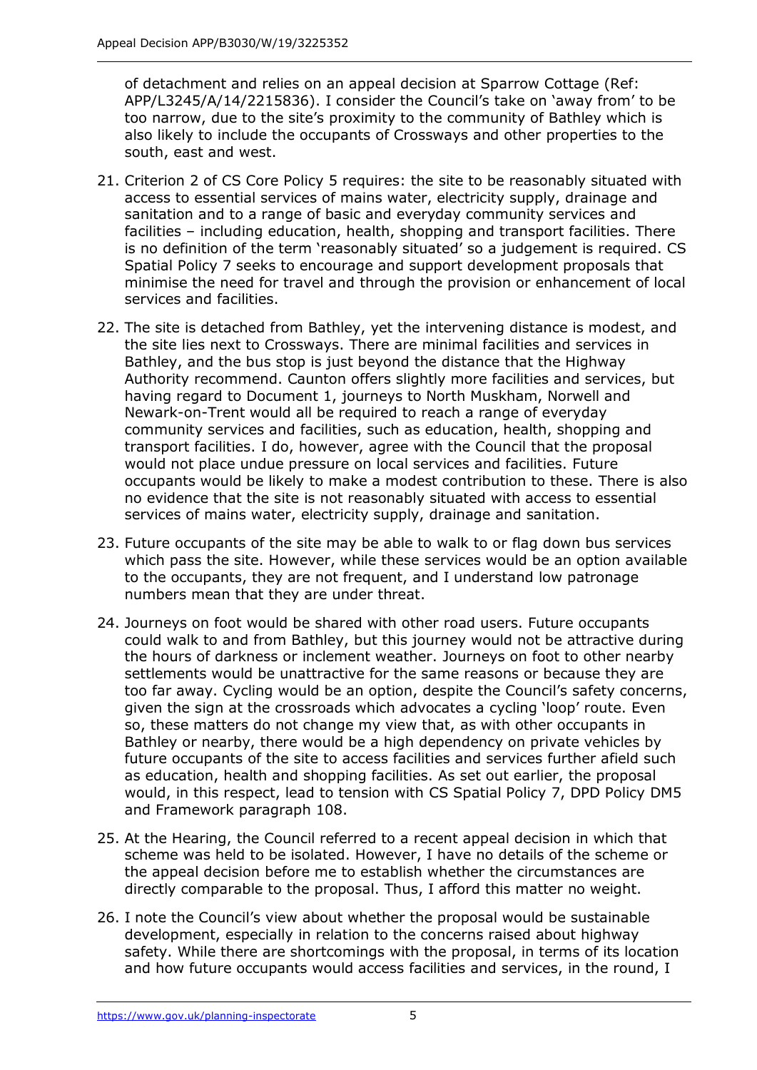of detachment and relies on an appeal decision at Sparrow Cottage (Ref: APP/L3245/A/14/2215836). I consider the Council's take on 'away from' to be too narrow, due to the site's proximity to the community of Bathley which is also likely to include the occupants of Crossways and other properties to the south, east and west.

21. Criterion 2 of CS Core Policy 5 requires: the site to be reasonably situated with access to essential services of mains water, electricity supply, drainage and sanitation and to a range of basic and everyday community services and facilities – including education, health, shopping and transport facilities. There is no definition of the term 'reasonably situated' so a judgement is required. CS Spatial Policy 7 seeks to encourage and support development proposals that minimise the need for travel and through the provision or enhancement of local services and facilities.

22. The site is detached from Bathley, yet the intervening distance is modest, and the site lies next to Crossways. There are minimal facilities and services in Bathley, and the bus stop is just beyond the distance that the Highway Authority recommend. Caunton offers slightly more facilities and services, but having regard to Document 1, journeys to North Muskham, Norwell and Newark-on-Trent would all be required to reach a range of everyday community services and facilities, such as education, health, shopping and transport facilities. I do, however, agree with the Council that the proposal would not place undue pressure on local services and facilities. Future occupants would be likely to make a modest contribution to these. There is also no evidence that the site is not reasonably situated with access to essential services of mains water, electricity supply, drainage and sanitation.

23. Future occupants of the site may be able to walk to or flag down bus services which pass the site. However, while these services would be an option available to the occupants, they are not frequent, and I understand low patronage numbers mean that they are under threat.

24. Journeys on foot would be shared with other road users. Future occupants could walk to and from Bathley, but this journey would not be attractive during the hours of darkness or inclement weather. Journeys on foot to other nearby settlements would be unattractive for the same reasons or because they are too far away. Cycling would be an option, despite the Council's safety concerns, given the sign at the crossroads which advocates a cycling 'loop' route. Even so, these matters do not change my view that, as with other occupants in Bathley or nearby, there would be a high dependency on private vehicles by future occupants of the site to access facilities and services further afield such as education, health and shopping facilities. As set out earlier, the proposal would, in this respect, lead to tension with CS Spatial Policy 7, DPD Policy DM5 and Framework paragraph 108.

25. At the Hearing, the Council referred to a recent appeal decision in which that scheme was held to be isolated. However, I have no details of the scheme or the appeal decision before me to establish whether the circumstances are directly comparable to the proposal. Thus, I afford this matter no weight.

26. I note the Council's view about whether the proposal would be sustainable development, especially in relation to the concerns raised about highway safety. While there are shortcomings with the proposal, in terms of its location and how future occupants would access facilities and services, in the round, I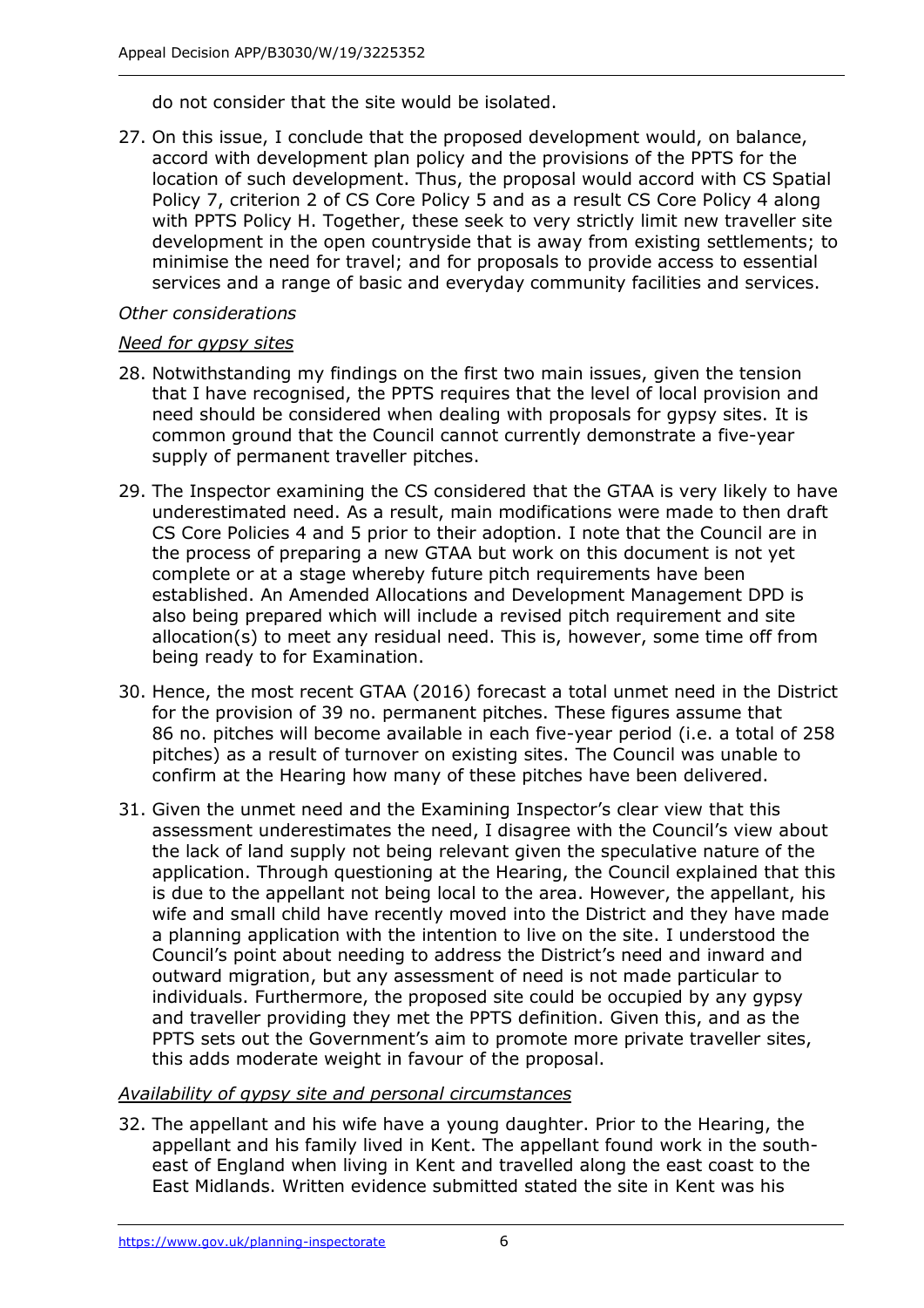do not consider that the site would be isolated.

27. On this issue, I conclude that the proposed development would, on balance, accord with development plan policy and the provisions of the PPTS for the location of such development. Thus, the proposal would accord with CS Spatial Policy 7, criterion 2 of CS Core Policy 5 and as a result CS Core Policy 4 along with PPTS Policy H. Together, these seek to very strictly limit new traveller site development in the open countryside that is away from existing settlements; to minimise the need for travel; and for proposals to provide access to essential services and a range of basic and everyday community facilities and services.

*Other considerations*

*Need for gypsy sites*

28. Notwithstanding my findings on the first two main issues, given the tension that I have recognised, the PPTS requires that the level of local provision and need should be considered when dealing with proposals for gypsy sites. It is common ground that the Council cannot currently demonstrate a five-year supply of permanent traveller pitches.

29. The Inspector examining the CS considered that the GTAA is very likely to have underestimated need. As a result, main modifications were made to then draft CS Core Policies 4 and 5 prior to their adoption. I note that the Council are in the process of preparing a new GTAA but work on this document is not yet complete or at a stage whereby future pitch requirements have been established. An Amended Allocations and Development Management DPD is also being prepared which will include a revised pitch requirement and site allocation(s) to meet any residual need. This is, however, some time off from being ready to for Examination.

30. Hence, the most recent GTAA (2016) forecast a total unmet need in the District for the provision of 39 no. permanent pitches. These figures assume that 86 no. pitches will become available in each five-year period (i.e. a total of 258 pitches) as a result of turnover on existing sites. The Council was unable to confirm at the Hearing how many of these pitches have been delivered.

31. Given the unmet need and the Examining Inspector's clear view that this assessment underestimates the need, I disagree with the Council's view about the lack of land supply not being relevant given the speculative nature of the application. Through questioning at the Hearing, the Council explained that this is due to the appellant not being local to the area. However, the appellant, his wife and small child have recently moved into the District and they have made a planning application with the intention to live on the site. I understood the Council's point about needing to address the District's need and inward and outward migration, but any assessment of need is not made particular to individuals. Furthermore, the proposed site could be occupied by any gypsy and traveller providing they met the PPTS definition. Given this, and as the PPTS sets out the Government's aim to promote more private traveller sites, this adds moderate weight in favour of the proposal.

*Availability of gypsy site and personal circumstances*

32. The appellant and his wife have a young daughter. Prior to the Hearing, the appellant and his family lived in Kent. The appellant found work in the south-east of England when living in Kent and travelled along the east coast to the East Midlands. Written evidence submitted stated the site in Kent was his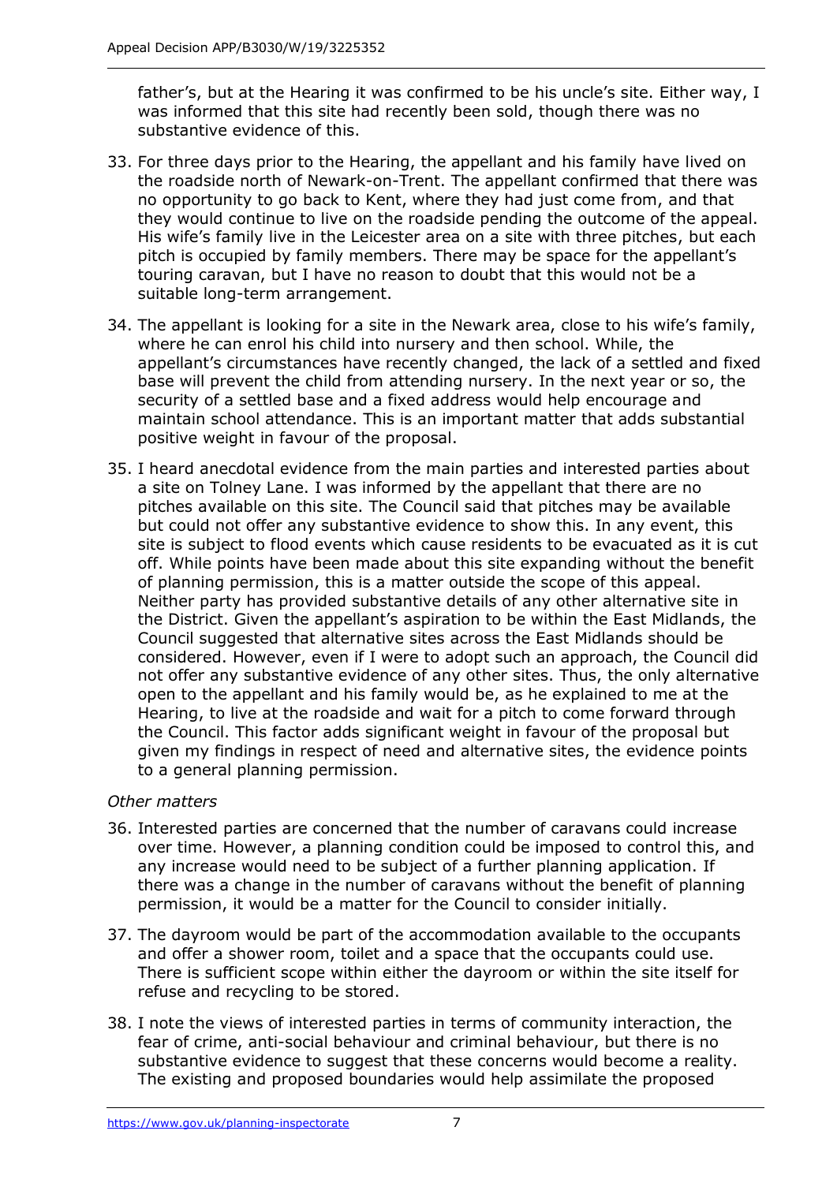father's, but at the Hearing it was confirmed to be his uncle's site. Either way, I was informed that this site had recently been sold, though there was no substantive evidence of this.

33. For three days prior to the Hearing, the appellant and his family have lived on the roadside north of Newark-on-Trent. The appellant confirmed that there was no opportunity to go back to Kent, where they had just come from, and that they would continue to live on the roadside pending the outcome of the appeal. His wife's family live in the Leicester area on a site with three pitches, but each pitch is occupied by family members. There may be space for the appellant's touring caravan, but I have no reason to doubt that this would not be a suitable long-term arrangement.

34. The appellant is looking for a site in the Newark area, close to his wife's family, where he can enrol his child into nursery and then school. While, the appellant's circumstances have recently changed, the lack of a settled and fixed base will prevent the child from attending nursery. In the next year or so, the security of a settled base and a fixed address would help encourage and maintain school attendance. This is an important matter that adds substantial positive weight in favour of the proposal.

35. I heard anecdotal evidence from the main parties and interested parties about a site on Tolney Lane. I was informed by the appellant that there are no pitches available on this site. The Council said that pitches may be available but could not offer any substantive evidence to show this. In any event, this site is subject to flood events which cause residents to be evacuated as it is cut off. While points have been made about this site expanding without the benefit of planning permission, this is a matter outside the scope of this appeal. Neither party has provided substantive details of any other alternative site in the District. Given the appellant's aspiration to be within the East Midlands, the Council suggested that alternative sites across the East Midlands should be considered. However, even if I were to adopt such an approach, the Council did not offer any substantive evidence of any other sites. Thus, the only alternative open to the appellant and his family would be, as he explained to me at the Hearing, to live at the roadside and wait for a pitch to come forward through the Council. This factor adds significant weight in favour of the proposal but given my findings in respect of need and alternative sites, the evidence points to a general planning permission.

*Other matters*

36. Interested parties are concerned that the number of caravans could increase over time. However, a planning condition could be imposed to control this, and any increase would need to be subject of a further planning application. If there was a change in the number of caravans without the benefit of planning permission, it would be a matter for the Council to consider initially.

37. The dayroom would be part of the accommodation available to the occupants and offer a shower room, toilet and a space that the occupants could use. There is sufficient scope within either the dayroom or within the site itself for refuse and recycling to be stored.

38. I note the views of interested parties in terms of community interaction, the fear of crime, anti-social behaviour and criminal behaviour, but there is no substantive evidence to suggest that these concerns would become a reality. The existing and proposed boundaries would help assimilate the proposed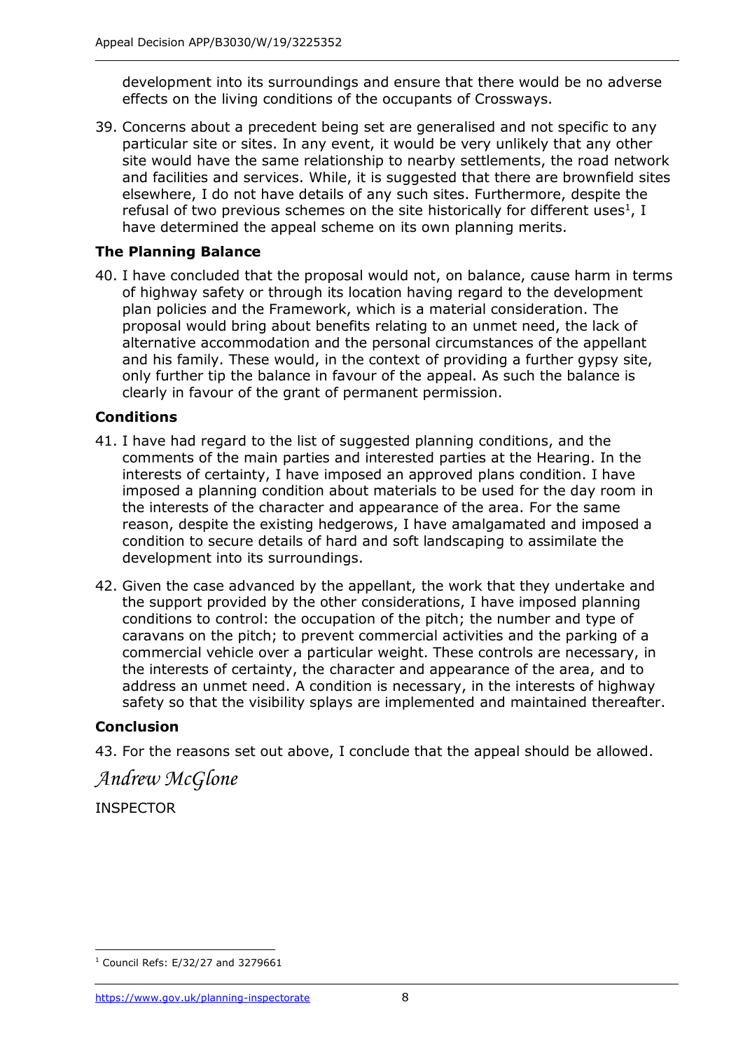development into its surroundings and ensure that there would be no adverse effects on the living conditions of the occupants of Crossways.

39. Concerns about a precedent being set are generalised and not specific to any particular site or sites. In any event, it would be very unlikely that any other site would have the same relationship to nearby settlements, the road network and facilities and services. While, it is suggested that there are brownfield sites elsewhere, I do not have details of any such sites. Furthermore, despite the refusal of two previous schemes on the site historically for different uses[1], I have determined the appeal scheme on its own planning merits.

### The Planning Balance

40. I have concluded that the proposal would not, on balance, cause harm in terms of highway safety or through its location having regard to the development plan policies and the Framework, which is a material consideration. The proposal would bring about benefits relating to an unmet need, the lack of alternative accommodation and the personal circumstances of the appellant and his family. These would, in the context of providing a further gypsy site, only further tip the balance in favour of the appeal. As such the balance is clearly in favour of the grant of permanent permission.

### Conditions

41. I have had regard to the list of suggested planning conditions, and the comments of the main parties and interested parties at the Hearing. In the interests of certainty, I have imposed an approved plans condition. I have imposed a planning condition about materials to be used for the day room in the interests of the character and appearance of the area. For the same reason, despite the existing hedgerows, I have amalgamated and imposed a condition to secure details of hard and soft landscaping to assimilate the development into its surroundings.

42. Given the case advanced by the appellant, the work that they undertake and the support provided by the other considerations, I have imposed planning conditions to control: the occupation of the pitch; the number and type of caravans on the pitch; to prevent commercial activities and the parking of a commercial vehicle over a particular weight. These controls are necessary, in the interests of certainty, the character and appearance of the area, and to address an unmet need. A condition is necessary, in the interests of highway safety so that the visibility splays are implemented and maintained thereafter.

### Conclusion

43. For the reasons set out above, I conclude that the appeal should be allowed.

*Andrew McGlone*

INSPECTOR

[1] Council Refs: E/32/27 and 3279661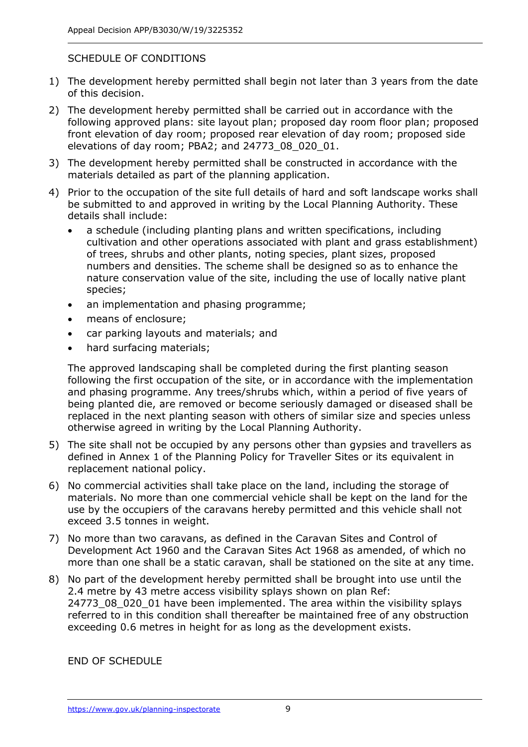SCHEDULE OF CONDITIONS

1) The development hereby permitted shall begin not later than 3 years from the date of this decision.

2) The development hereby permitted shall be carried out in accordance with the following approved plans: site layout plan; proposed day room floor plan; proposed front elevation of day room; proposed rear elevation of day room; proposed side elevations of day room; PBA2; and 24773_08_020_01.

3) The development hereby permitted shall be constructed in accordance with the materials detailed as part of the planning application.

4) Prior to the occupation of the site full details of hard and soft landscape works shall be submitted to and approved in writing by the Local Planning Authority. These details shall include:

    - a schedule (including planting plans and written specifications, including cultivation and other operations associated with plant and grass establishment) of trees, shrubs and other plants, noting species, plant sizes, proposed numbers and densities. The scheme shall be designed so as to enhance the nature conservation value of the site, including the use of locally native plant species;
    - an implementation and phasing programme;
    - means of enclosure;
    - car parking layouts and materials; and
    - hard surfacing materials;

    The approved landscaping shall be completed during the first planting season following the first occupation of the site, or in accordance with the implementation and phasing programme. Any trees/shrubs which, within a period of five years of being planted die, are removed or become seriously damaged or diseased shall be replaced in the next planting season with others of similar size and species unless otherwise agreed in writing by the Local Planning Authority.

5) The site shall not be occupied by any persons other than gypsies and travellers as defined in Annex 1 of the Planning Policy for Traveller Sites or its equivalent in replacement national policy.

6) No commercial activities shall take place on the land, including the storage of materials. No more than one commercial vehicle shall be kept on the land for the use by the occupiers of the caravans hereby permitted and this vehicle shall not exceed 3.5 tonnes in weight.

7) No more than two caravans, as defined in the Caravan Sites and Control of Development Act 1960 and the Caravan Sites Act 1968 as amended, of which no more than one shall be a static caravan, shall be stationed on the site at any time.

8) No part of the development hereby permitted shall be brought into use until the 2.4 metre by 43 metre access visibility splays shown on plan Ref: 24773_08_020_01 have been implemented. The area within the visibility splays referred to in this condition shall thereafter be maintained free of any obstruction exceeding 0.6 metres in height for as long as the development exists.

END OF SCHEDULE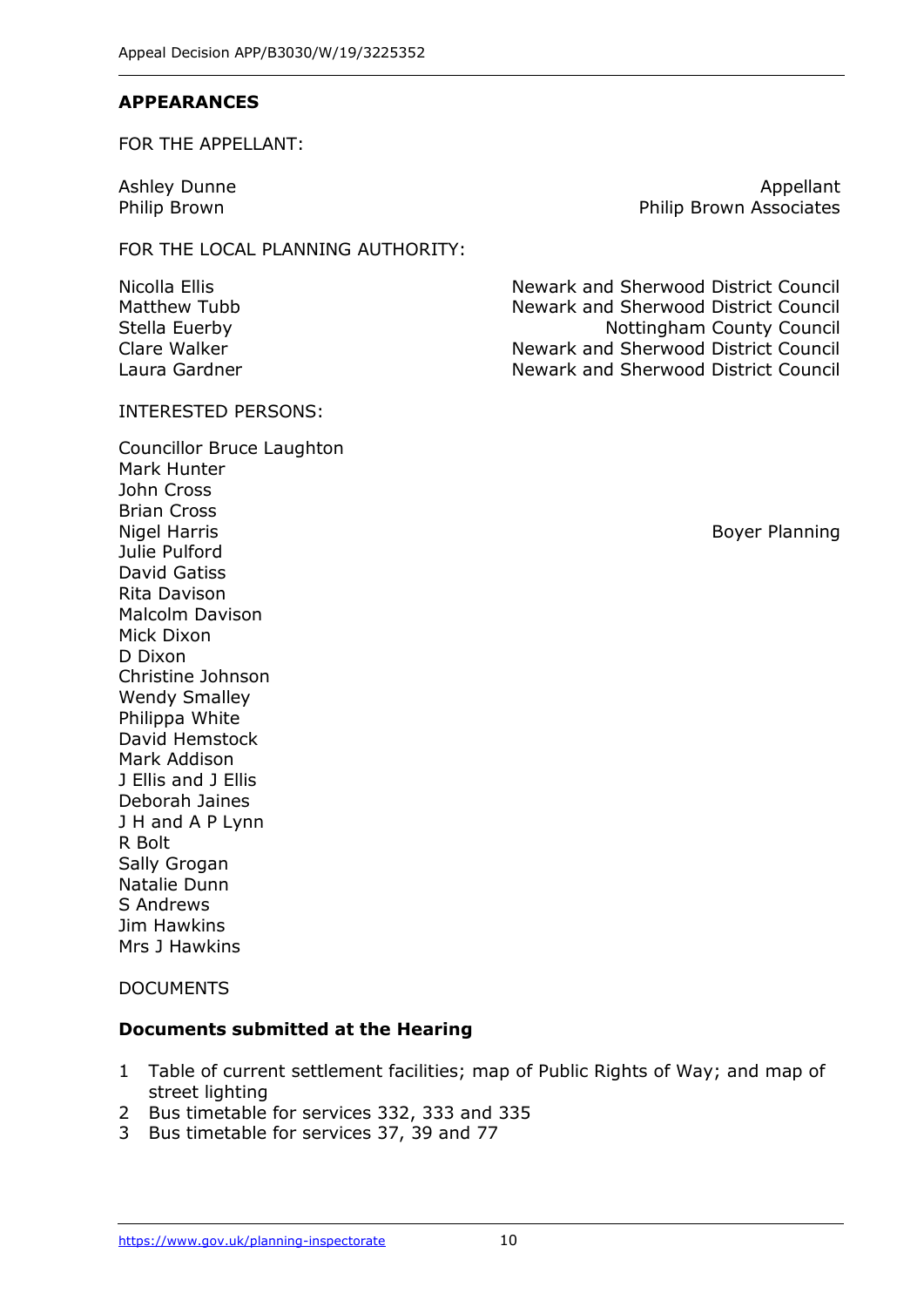## APPEARANCES

FOR THE APPELLANT:

| | |
|---|---|
| Ashley Dunne | Appellant |
| Philip Brown | Philip Brown Associates |

FOR THE LOCAL PLANNING AUTHORITY:

| | |
|---|---|
| Nicolla Ellis | Newark and Sherwood District Council |
| Matthew Tubb | Newark and Sherwood District Council |
| Stella Euerby | Nottingham County Council |
| Clare Walker | Newark and Sherwood District Council |
| Laura Gardner | Newark and Sherwood District Council |

INTERESTED PERSONS:

Councillor Bruce Laughton
Mark Hunter
John Cross
Brian Cross
Nigel Harris — Boyer Planning
Julie Pulford
David Gatiss
Rita Davison
Malcolm Davison
Mick Dixon
D Dixon
Christine Johnson
Wendy Smalley
Philippa White
David Hemstock
Mark Addison
J Ellis and J Ellis
Deborah Jaines
J H and A P Lynn
R Bolt
Sally Grogan
Natalie Dunn
S Andrews
Jim Hawkins
Mrs J Hawkins

DOCUMENTS

**Documents submitted at the Hearing**

1. Table of current settlement facilities; map of Public Rights of Way; and map of street lighting
2. Bus timetable for services 332, 333 and 335
3. Bus timetable for services 37, 39 and 77